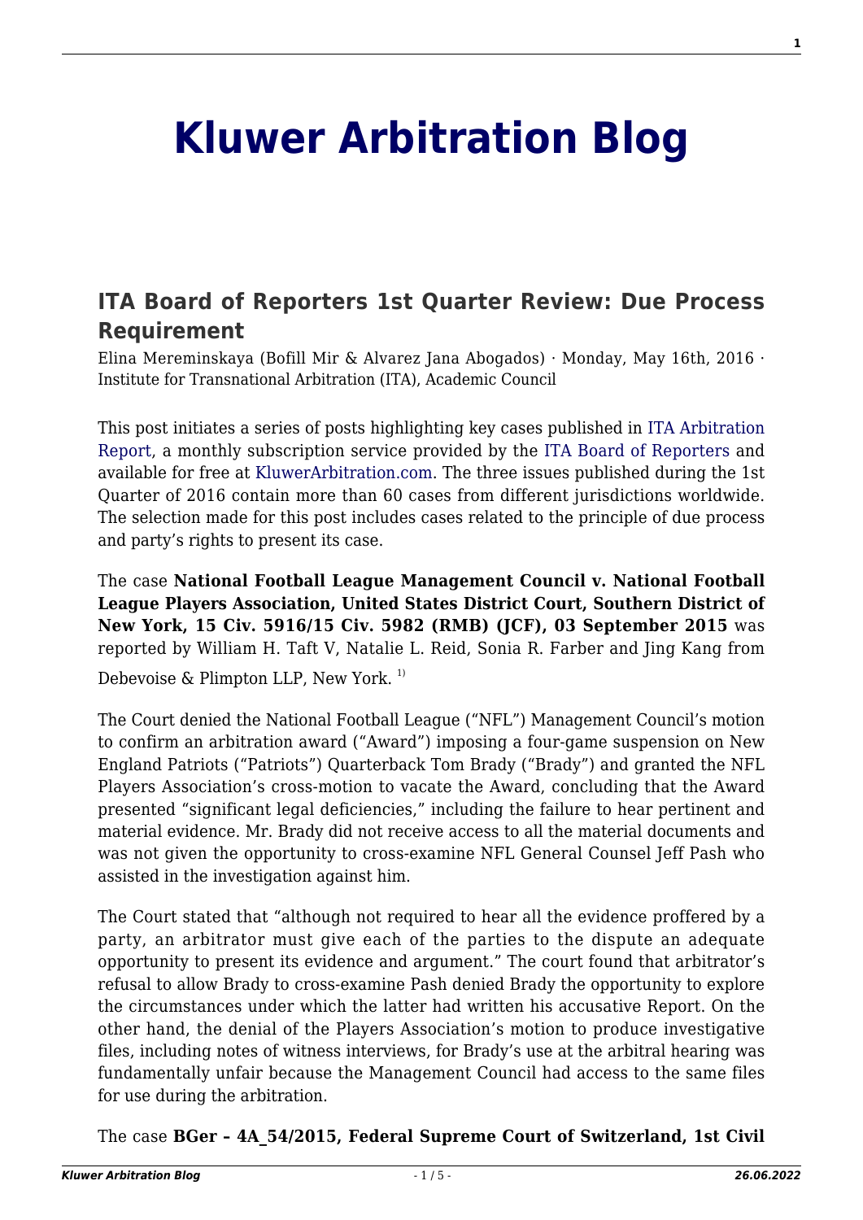# Kluwer Arbitration Blog

## ITA Board of Reporters 1st Quarter Review: Due Process Requirement

Elina Mereminskaya (Bofill Mir & Alvarez Jana Abogados) · Monday, May 16th, 2016 · Institute for Transnational Arbitration (ITA), Academic Council

This post initiates a series of posts highlighting key cases published in ITA Arbitration Report, a monthly subscription service provided by the ITA Board of Reporters and available for free at KluwerArbitration.com. The three issues published during the 1st Quarter of 2016 contain more than 60 cases from different jurisdictions worldwide. The selection made for this post includes cases related to the principle of due process and party's rights to present its case.

The case **National Football League Management Council v. National Football League Players Association, United States District Court, Southern District of New York, 15 Civ. 5916/15 Civ. 5982 (RMB) (JCF), 03 September 2015** was reported by William H. Taft V, Natalie L. Reid, Sonia R. Farber and Jing Kang from Debevoise & Plimpton LLP, New York. [1)]

The Court denied the National Football League ("NFL") Management Council's motion to confirm an arbitration award ("Award") imposing a four-game suspension on New England Patriots ("Patriots") Quarterback Tom Brady ("Brady") and granted the NFL Players Association's cross-motion to vacate the Award, concluding that the Award presented "significant legal deficiencies," including the failure to hear pertinent and material evidence. Mr. Brady did not receive access to all the material documents and was not given the opportunity to cross-examine NFL General Counsel Jeff Pash who assisted in the investigation against him.

The Court stated that "although not required to hear all the evidence proffered by a party, an arbitrator must give each of the parties to the dispute an adequate opportunity to present its evidence and argument." The court found that arbitrator's refusal to allow Brady to cross-examine Pash denied Brady the opportunity to explore the circumstances under which the latter had written his accusative Report. On the other hand, the denial of the Players Association's motion to produce investigative files, including notes of witness interviews, for Brady's use at the arbitral hearing was fundamentally unfair because the Management Council had access to the same files for use during the arbitration.

The case **BGer – 4A_54/2015, Federal Supreme Court of Switzerland, 1st Civil**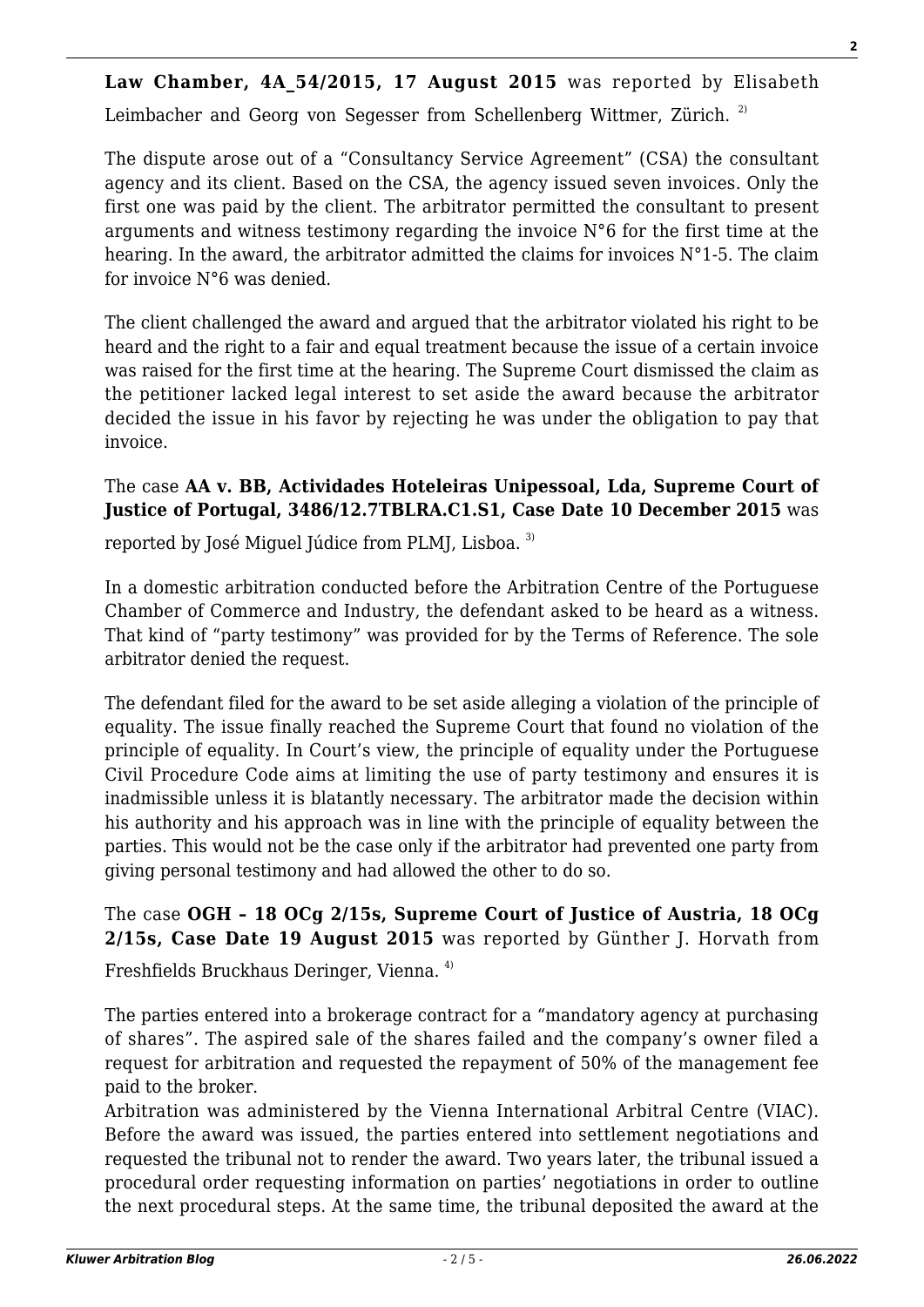**Law Chamber, 4A_54/2015, 17 August 2015** was reported by Elisabeth Leimbacher and Georg von Segesser from Schellenberg Wittmer, Zürich. [2)]

The dispute arose out of a "Consultancy Service Agreement" (CSA) the consultant agency and its client. Based on the CSA, the agency issued seven invoices. Only the first one was paid by the client. The arbitrator permitted the consultant to present arguments and witness testimony regarding the invoice N°6 for the first time at the hearing. In the award, the arbitrator admitted the claims for invoices N°1-5. The claim for invoice N°6 was denied.

The client challenged the award and argued that the arbitrator violated his right to be heard and the right to a fair and equal treatment because the issue of a certain invoice was raised for the first time at the hearing. The Supreme Court dismissed the claim as the petitioner lacked legal interest to set aside the award because the arbitrator decided the issue in his favor by rejecting he was under the obligation to pay that invoice.

The case **AA v. BB, Actividades Hoteleiras Unipessoal, Lda, Supreme Court of Justice of Portugal, 3486/12.7TBLRA.C1.S1, Case Date 10 December 2015** was reported by José Miguel Júdice from PLMJ, Lisboa. [3)]

In a domestic arbitration conducted before the Arbitration Centre of the Portuguese Chamber of Commerce and Industry, the defendant asked to be heard as a witness. That kind of "party testimony" was provided for by the Terms of Reference. The sole arbitrator denied the request.

The defendant filed for the award to be set aside alleging a violation of the principle of equality. The issue finally reached the Supreme Court that found no violation of the principle of equality. In Court's view, the principle of equality under the Portuguese Civil Procedure Code aims at limiting the use of party testimony and ensures it is inadmissible unless it is blatantly necessary. The arbitrator made the decision within his authority and his approach was in line with the principle of equality between the parties. This would not be the case only if the arbitrator had prevented one party from giving personal testimony and had allowed the other to do so.

The case **OGH – 18 OCg 2/15s, Supreme Court of Justice of Austria, 18 OCg 2/15s, Case Date 19 August 2015** was reported by Günther J. Horvath from Freshfields Bruckhaus Deringer, Vienna. [4)]

The parties entered into a brokerage contract for a "mandatory agency at purchasing of shares". The aspired sale of the shares failed and the company's owner filed a request for arbitration and requested the repayment of 50% of the management fee paid to the broker.

Arbitration was administered by the Vienna International Arbitral Centre (VIAC). Before the award was issued, the parties entered into settlement negotiations and requested the tribunal not to render the award. Two years later, the tribunal issued a procedural order requesting information on parties' negotiations in order to outline the next procedural steps. At the same time, the tribunal deposited the award at the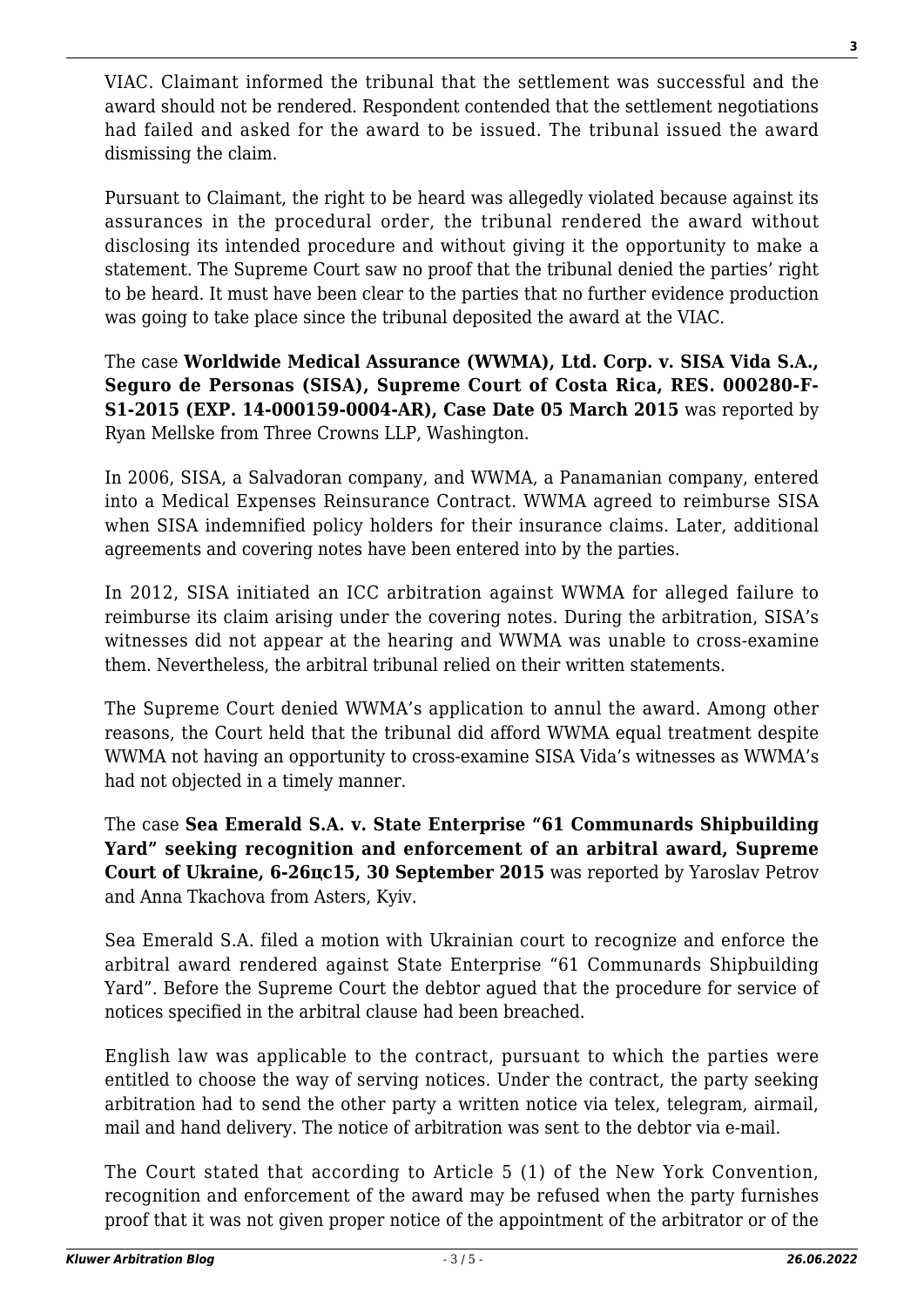VIAC. Claimant informed the tribunal that the settlement was successful and the award should not be rendered. Respondent contended that the settlement negotiations had failed and asked for the award to be issued. The tribunal issued the award dismissing the claim.

Pursuant to Claimant, the right to be heard was allegedly violated because against its assurances in the procedural order, the tribunal rendered the award without disclosing its intended procedure and without giving it the opportunity to make a statement. The Supreme Court saw no proof that the tribunal denied the parties' right to be heard. It must have been clear to the parties that no further evidence production was going to take place since the tribunal deposited the award at the VIAC.

The case **Worldwide Medical Assurance (WWMA), Ltd. Corp. v. SISA Vida S.A., Seguro de Personas (SISA), Supreme Court of Costa Rica, RES. 000280-F-S1-2015 (EXP. 14-000159-0004-AR), Case Date 05 March 2015** was reported by Ryan Mellske from Three Crowns LLP, Washington.

In 2006, SISA, a Salvadoran company, and WWMA, a Panamanian company, entered into a Medical Expenses Reinsurance Contract. WWMA agreed to reimburse SISA when SISA indemnified policy holders for their insurance claims. Later, additional agreements and covering notes have been entered into by the parties.

In 2012, SISA initiated an ICC arbitration against WWMA for alleged failure to reimburse its claim arising under the covering notes. During the arbitration, SISA's witnesses did not appear at the hearing and WWMA was unable to cross-examine them. Nevertheless, the arbitral tribunal relied on their written statements.

The Supreme Court denied WWMA's application to annul the award. Among other reasons, the Court held that the tribunal did afford WWMA equal treatment despite WWMA not having an opportunity to cross-examine SISA Vida's witnesses as WWMA's had not objected in a timely manner.

The case **Sea Emerald S.A. v. State Enterprise "61 Communards Shipbuilding Yard" seeking recognition and enforcement of an arbitral award, Supreme Court of Ukraine, 6-26цс15, 30 September 2015** was reported by Yaroslav Petrov and Anna Tkachova from Asters, Kyiv.

Sea Emerald S.A. filed a motion with Ukrainian court to recognize and enforce the arbitral award rendered against State Enterprise "61 Communards Shipbuilding Yard". Before the Supreme Court the debtor agued that the procedure for service of notices specified in the arbitral clause had been breached.

English law was applicable to the contract, pursuant to which the parties were entitled to choose the way of serving notices. Under the contract, the party seeking arbitration had to send the other party a written notice via telex, telegram, airmail, mail and hand delivery. The notice of arbitration was sent to the debtor via e-mail.

The Court stated that according to Article 5 (1) of the New York Convention, recognition and enforcement of the award may be refused when the party furnishes proof that it was not given proper notice of the appointment of the arbitrator or of the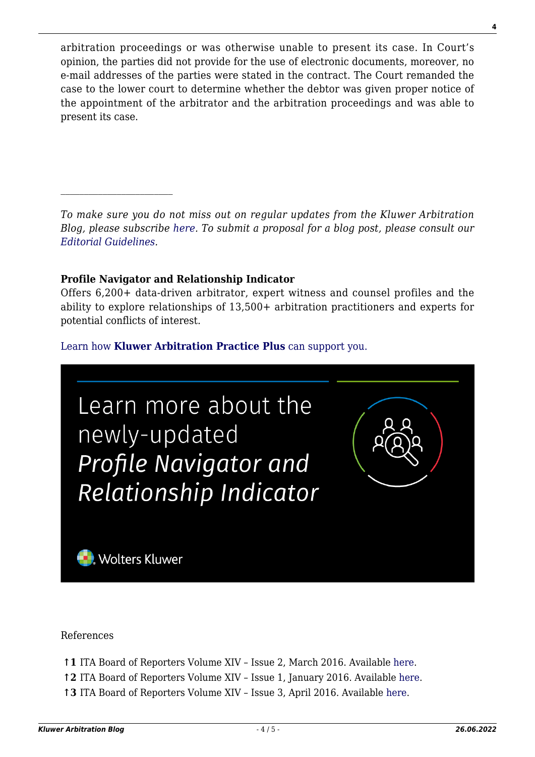arbitration proceedings or was otherwise unable to present its case. In Court's opinion, the parties did not provide for the use of electronic documents, moreover, no e-mail addresses of the parties were stated in the contract. The Court remanded the case to the lower court to determine whether the debtor was given proper notice of the appointment of the arbitrator and the arbitration proceedings and was able to present its case.

---

*To make sure you do not miss out on regular updates from the Kluwer Arbitration Blog, please subscribe here. To submit a proposal for a blog post, please consult our Editorial Guidelines.*

**Profile Navigator and Relationship Indicator**
Offers 6,200+ data-driven arbitrator, expert witness and counsel profiles and the ability to explore relationships of 13,500+ arbitration practitioners and experts for potential conflicts of interest.

Learn how **Kluwer Arbitration Practice Plus** can support you.

Learn more about the newly-updated *Profile Navigator and Relationship Indicator*

Wolters Kluwer

References

↑**1** ITA Board of Reporters Volume XIV – Issue 2, March 2016. Available here.
↑**2** ITA Board of Reporters Volume XIV – Issue 1, January 2016. Available here.
↑**3** ITA Board of Reporters Volume XIV – Issue 3, April 2016. Available here.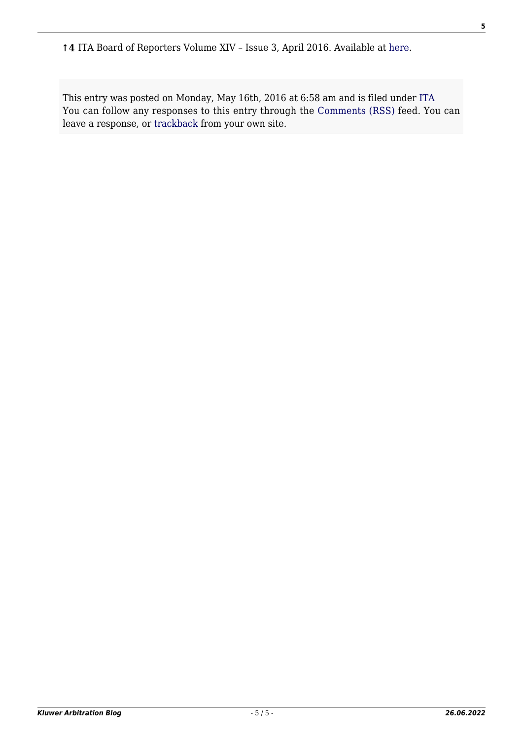↑**4** ITA Board of Reporters Volume XIV – Issue 3, April 2016. Available at here.

This entry was posted on Monday, May 16th, 2016 at 6:58 am and is filed under ITA
You can follow any responses to this entry through the Comments (RSS) feed. You can leave a response, or trackback from your own site.